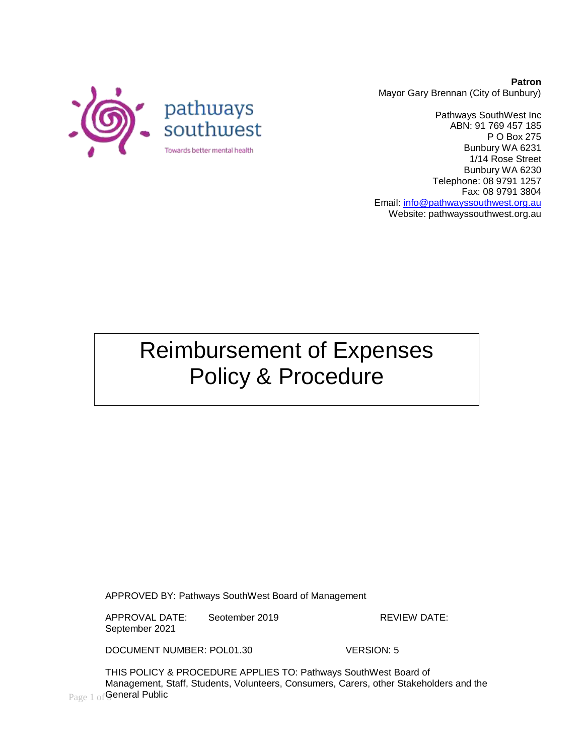pathways southwest

Towards better mental health

**Patron**
Mayor Gary Brennan (City of Bunbury)

Pathways SouthWest Inc
ABN: 91 769 457 185
P O Box 275
Bunbury WA 6231
1/14 Rose Street
Bunbury WA 6230
Telephone: 08 9791 1257
Fax: 08 9791 3804
Email: info@pathwayssouthwest.org.au
Website: pathwayssouthwest.org.au

# Reimbursement of Expenses Policy & Procedure

APPROVED BY: Pathways SouthWest Board of Management

APPROVAL DATE: Seotember 2019 REVIEW DATE: September 2021

DOCUMENT NUMBER: POL01.30 VERSION: 5

THIS POLICY & PROCEDURE APPLIES TO: Pathways SouthWest Board of Management, Staff, Students, Volunteers, Consumers, Carers, other Stakeholders and the General Public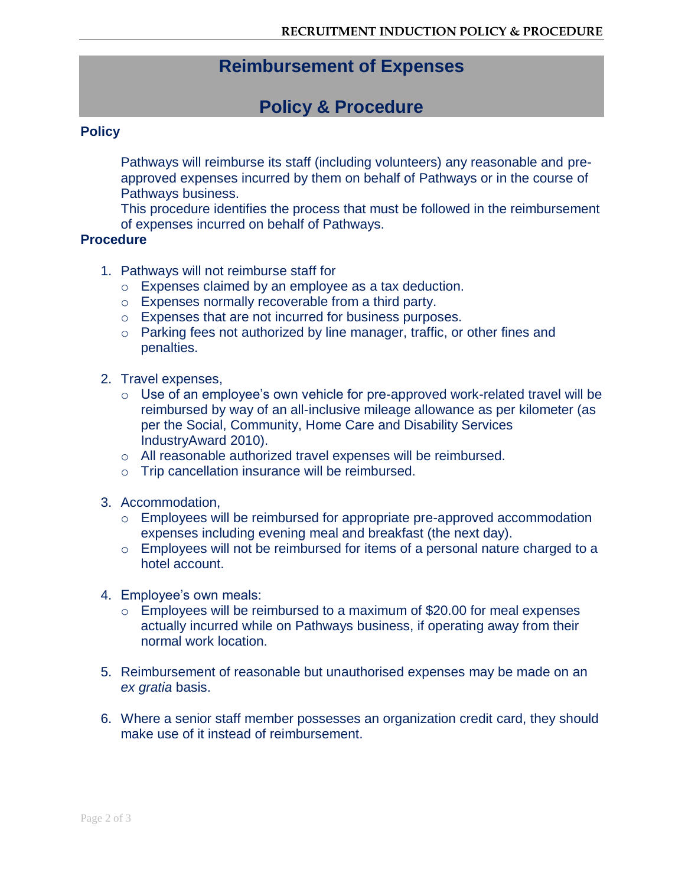# Reimbursement of Expenses

# Policy & Procedure

## Policy

Pathways will reimburse its staff (including volunteers) any reasonable and pre-approved expenses incurred by them on behalf of Pathways or in the course of Pathways business.

This procedure identifies the process that must be followed in the reimbursement of expenses incurred on behalf of Pathways.

## Procedure

1. Pathways will not reimburse staff for
   - Expenses claimed by an employee as a tax deduction.
   - Expenses normally recoverable from a third party.
   - Expenses that are not incurred for business purposes.
   - Parking fees not authorized by line manager, traffic, or other fines and penalties.

2. Travel expenses,
   - Use of an employee's own vehicle for pre-approved work-related travel will be reimbursed by way of an all-inclusive mileage allowance as per kilometer (as per the Social, Community, Home Care and Disability Services IndustryAward 2010).
   - All reasonable authorized travel expenses will be reimbursed.
   - Trip cancellation insurance will be reimbursed.

3. Accommodation,
   - Employees will be reimbursed for appropriate pre-approved accommodation expenses including evening meal and breakfast (the next day).
   - Employees will not be reimbursed for items of a personal nature charged to a hotel account.

4. Employee's own meals:
   - Employees will be reimbursed to a maximum of $20.00 for meal expenses actually incurred while on Pathways business, if operating away from their normal work location.

5. Reimbursement of reasonable but unauthorised expenses may be made on an *ex gratia* basis.

6. Where a senior staff member possesses an organization credit card, they should make use of it instead of reimbursement.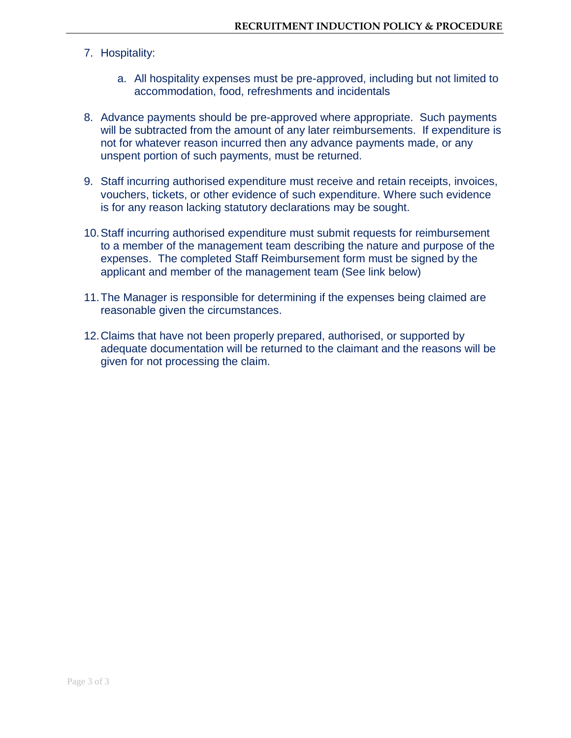7. Hospitality:

    a. All hospitality expenses must be pre-approved, including but not limited to accommodation, food, refreshments and incidentals

8. Advance payments should be pre-approved where appropriate. Such payments will be subtracted from the amount of any later reimbursements. If expenditure is not for whatever reason incurred then any advance payments made, or any unspent portion of such payments, must be returned.

9. Staff incurring authorised expenditure must receive and retain receipts, invoices, vouchers, tickets, or other evidence of such expenditure. Where such evidence is for any reason lacking statutory declarations may be sought.

10. Staff incurring authorised expenditure must submit requests for reimbursement to a member of the management team describing the nature and purpose of the expenses. The completed Staff Reimbursement form must be signed by the applicant and member of the management team (See link below)

11. The Manager is responsible for determining if the expenses being claimed are reasonable given the circumstances.

12. Claims that have not been properly prepared, authorised, or supported by adequate documentation will be returned to the claimant and the reasons will be given for not processing the claim.